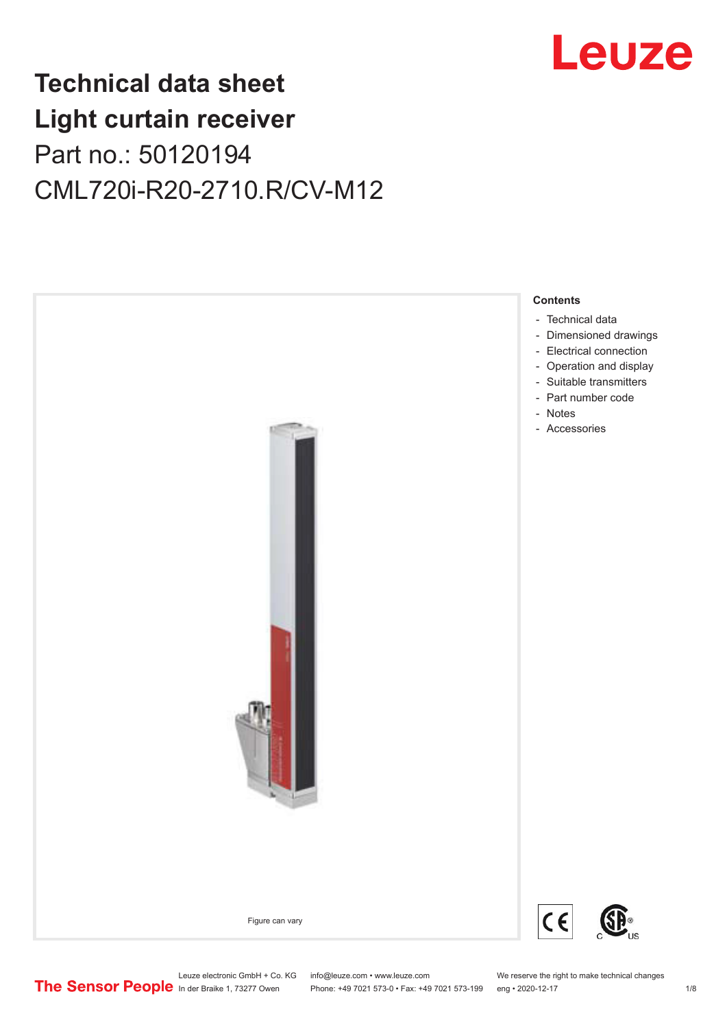# Technical data sheet
# Light curtain receiver
## Part no.: 50120194
## CML720i-R20-2710.R/CV-M12

Figure can vary

**Contents**

- Technical data
- Dimensioned drawings
- Electrical connection
- Operation and display
- Suitable transmitters
- Part number code
- Notes
- Accessories

Leuze electronic GmbH + Co. KG
In der Braike 1, 73277 Owen

info@leuze.com • www.leuze.com
Phone: +49 7021 573-0 • Fax: +49 7021 573-199

We reserve the right to make technical changes
eng • 2020-12-17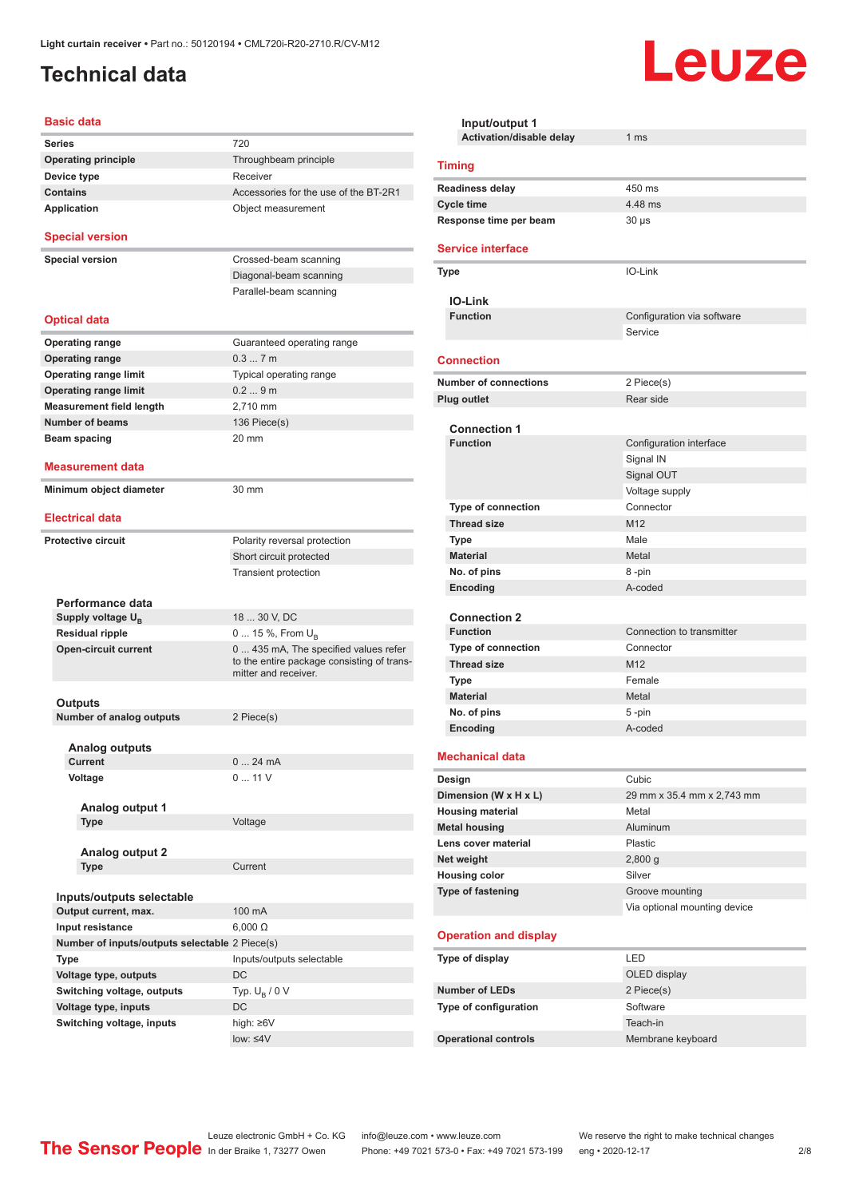# Technical data

## Basic data

| | |
|---|---|
| Series | 720 |
| Operating principle | Throughbeam principle |
| Device type | Receiver |
| Contains | Accessories for the use of the BT-2R1 |
| Application | Object measurement |

## Special version

| | |
|---|---|
| Special version | Crossed-beam scanning |
| | Diagonal-beam scanning |
| | Parallel-beam scanning |

## Optical data

| | |
|---|---|
| Operating range | Guaranteed operating range |
| Operating range | 0.3 ... 7 m |
| Operating range limit | Typical operating range |
| Operating range limit | 0.2 ... 9 m |
| Measurement field length | 2,710 mm |
| Number of beams | 136 Piece(s) |
| Beam spacing | 20 mm |

## Measurement data

| | |
|---|---|
| Minimum object diameter | 30 mm |

## Electrical data

| | |
|---|---|
| Protective circuit | Polarity reversal protection |
| | Short circuit protected |
| | Transient protection |

### Performance data

| | |
|---|---|
| Supply voltage $U_B$ | 18 ... 30 V, DC |
| Residual ripple | 0 ... 15 %, From $U_B$ |
| Open-circuit current | 0 ... 435 mA, The specified values refer to the entire package consisting of transmitter and receiver. |

### Outputs

| | |
|---|---|
| Number of analog outputs | 2 Piece(s) |

#### Analog outputs

| | |
|---|---|
| Current | 0 ... 24 mA |
| Voltage | 0 ... 11 V |

##### Analog output 1

| | |
|---|---|
| Type | Voltage |

##### Analog output 2

| | |
|---|---|
| Type | Current |

### Inputs/outputs selectable

| | |
|---|---|
| Output current, max. | 100 mA |
| Input resistance | 6,000 Ω |
| Number of inputs/outputs selectable | 2 Piece(s) |
| Type | Inputs/outputs selectable |
| Voltage type, outputs | DC |
| Switching voltage, outputs | Typ. $U_B$ / 0 V |
| Voltage type, inputs | DC |
| Switching voltage, inputs | high: ≥6V |
| | low: ≤4V |

#### Input/output 1

| | |
|---|---|
| Activation/disable delay | 1 ms |

## Timing

| | |
|---|---|
| Readiness delay | 450 ms |
| Cycle time | 4.48 ms |
| Response time per beam | 30 µs |

## Service interface

| | |
|---|---|
| Type | IO-Link |

### IO-Link

| | |
|---|---|
| Function | Configuration via software |
| | Service |

## Connection

| | |
|---|---|
| Number of connections | 2 Piece(s) |
| Plug outlet | Rear side |

### Connection 1

| | |
|---|---|
| Function | Configuration interface |
| | Signal IN |
| | Signal OUT |
| | Voltage supply |
| Type of connection | Connector |
| Thread size | M12 |
| Type | Male |
| Material | Metal |
| No. of pins | 8 -pin |
| Encoding | A-coded |

### Connection 2

| | |
|---|---|
| Function | Connection to transmitter |
| Type of connection | Connector |
| Thread size | M12 |
| Type | Female |
| Material | Metal |
| No. of pins | 5 -pin |
| Encoding | A-coded |

## Mechanical data

| | |
|---|---|
| Design | Cubic |
| Dimension (W x H x L) | 29 mm x 35.4 mm x 2,743 mm |
| Housing material | Metal |
| Metal housing | Aluminum |
| Lens cover material | Plastic |
| Net weight | 2,800 g |
| Housing color | Silver |
| Type of fastening | Groove mounting |
| | Via optional mounting device |

## Operation and display

| | |
|---|---|
| Type of display | LED |
| | OLED display |
| Number of LEDs | 2 Piece(s) |
| Type of configuration | Software |
| | Teach-in |
| Operational controls | Membrane keyboard |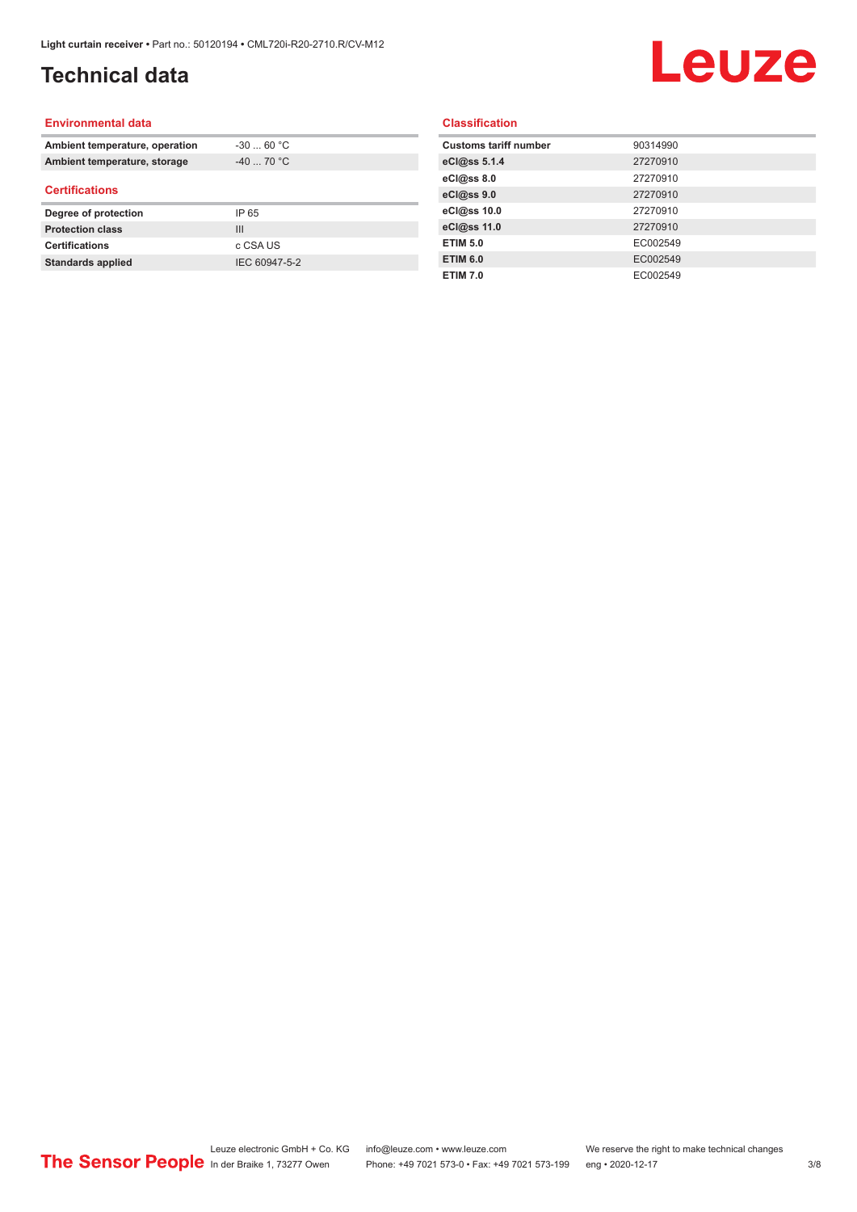# Technical data

## Environmental data

| | |
|---|---|
| **Ambient temperature, operation** | -30 ... 60 °C |
| **Ambient temperature, storage** | -40 ... 70 °C |

## Certifications

| | |
|---|---|
| **Degree of protection** | IP 65 |
| **Protection class** | III |
| **Certifications** | c CSA US |
| **Standards applied** | IEC 60947-5-2 |

## Classification

| | |
|---|---|
| **Customs tariff number** | 90314990 |
| **eCl@ss 5.1.4** | 27270910 |
| **eCl@ss 8.0** | 27270910 |
| **eCl@ss 9.0** | 27270910 |
| **eCl@ss 10.0** | 27270910 |
| **eCl@ss 11.0** | 27270910 |
| **ETIM 5.0** | EC002549 |
| **ETIM 6.0** | EC002549 |
| **ETIM 7.0** | EC002549 |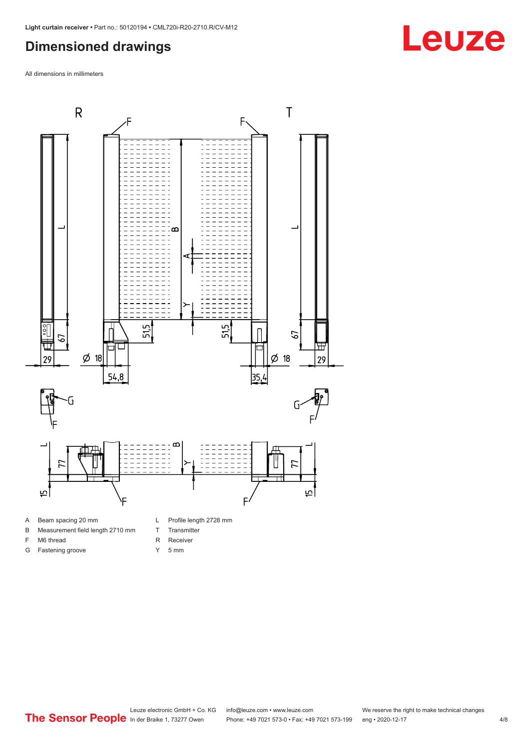## Dimensioned drawings

All dimensions in millimeters

A Beam spacing 20 mm

B Measurement field length 2710 mm

F M6 thread

G Fastening groove

L Profile length 2728 mm

T Transmitter

R Receiver

Y 5 mm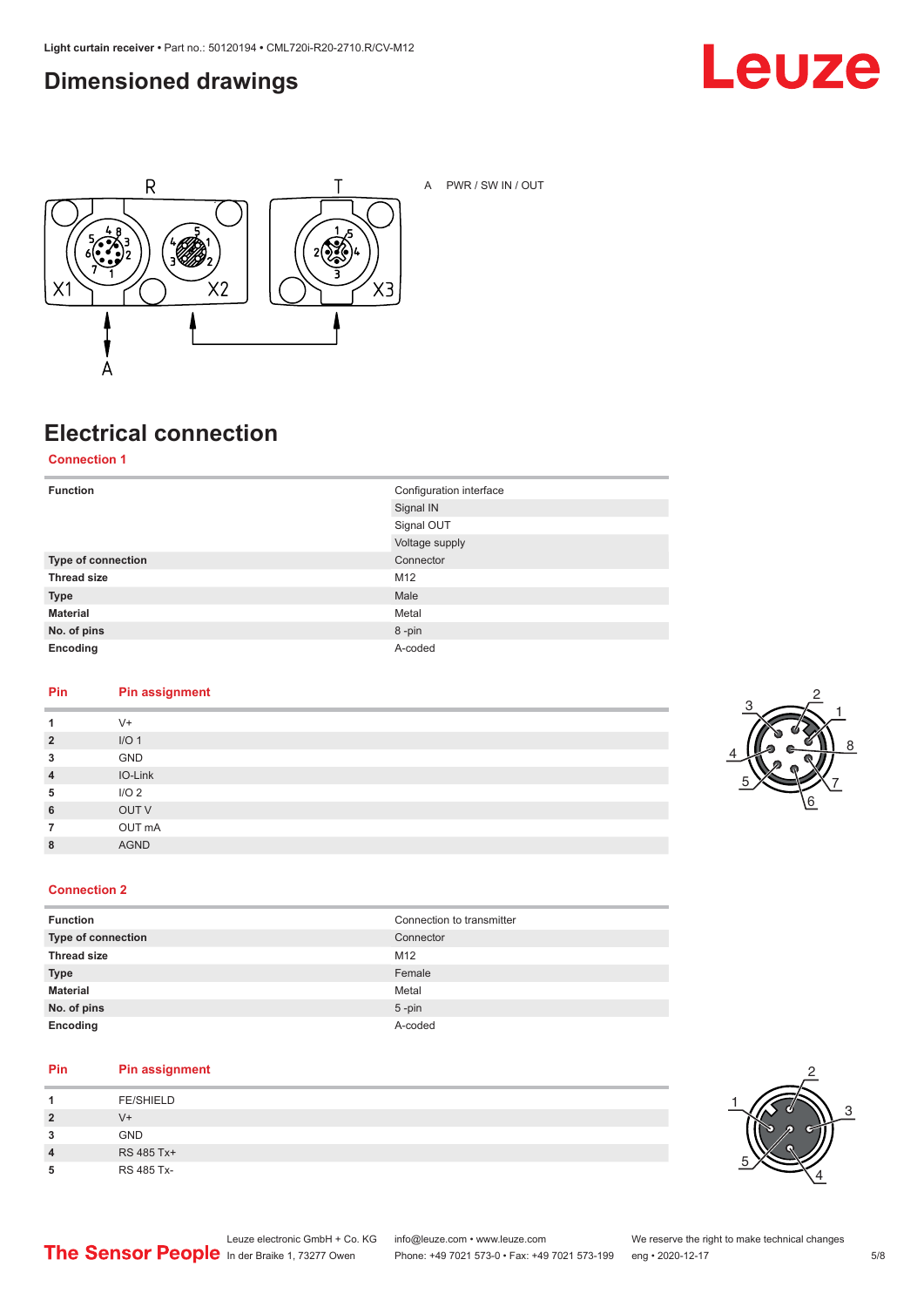## Dimensioned drawings

A PWR / SW IN / OUT

## Electrical connection

### Connection 1

| Function | Configuration interface |
|---|---|
| | Signal IN |
| | Signal OUT |
| | Voltage supply |
| **Type of connection** | Connector |
| **Thread size** | M12 |
| **Type** | Male |
| **Material** | Metal |
| **No. of pins** | 8 -pin |
| **Encoding** | A-coded |

| Pin | Pin assignment |
|---|---|
| **1** | V+ |
| **2** | I/O 1 |
| **3** | GND |
| **4** | IO-Link |
| **5** | I/O 2 |
| **6** | OUT V |
| **7** | OUT mA |
| **8** | AGND |

### Connection 2

| Function | Connection to transmitter |
|---|---|
| **Type of connection** | Connector |
| **Thread size** | M12 |
| **Type** | Female |
| **Material** | Metal |
| **No. of pins** | 5 -pin |
| **Encoding** | A-coded |

| Pin | Pin assignment |
|---|---|
| **1** | FE/SHIELD |
| **2** | V+ |
| **3** | GND |
| **4** | RS 485 Tx+ |
| **5** | RS 485 Tx- |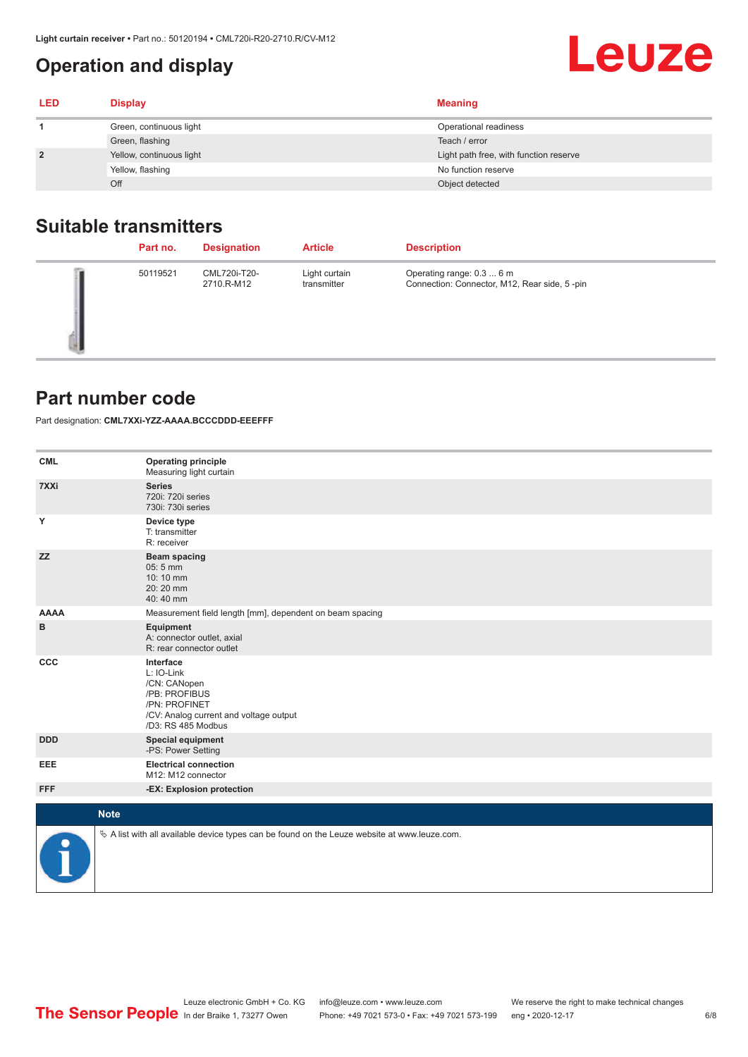# Operation and display

| LED | Display | Meaning |
|---|---|---|
| 1 | Green, continuous light | Operational readiness |
| | Green, flashing | Teach / error |
| 2 | Yellow, continuous light | Light path free, with function reserve |
| | Yellow, flashing | No function reserve |
| | Off | Object detected |

## Suitable transmitters

| | Part no. | Designation | Article | Description |
|---|---|---|---|---|
| | 50119521 | CML720i-T20-2710.R-M12 | Light curtain transmitter | Operating range: 0.3 ... 6 m<br>Connection: Connector, M12, Rear side, 5 -pin |

## Part number code

Part designation: **CML7XXi-YZZ-AAAA.BCCCDDD-EEEFFF**

| | |
|---|---|
| **CML** | **Operating principle**<br>Measuring light curtain |
| **7XXi** | **Series**<br>720i: 720i series<br>730i: 730i series |
| **Y** | **Device type**<br>T: transmitter<br>R: receiver |
| **ZZ** | **Beam spacing**<br>05: 5 mm<br>10: 10 mm<br>20: 20 mm<br>40: 40 mm |
| **AAAA** | Measurement field length [mm], dependent on beam spacing |
| **B** | **Equipment**<br>A: connector outlet, axial<br>R: rear connector outlet |
| **CCC** | **Interface**<br>L: IO-Link<br>/CN: CANopen<br>/PB: PROFIBUS<br>/PN: PROFINET<br>/CV: Analog current and voltage output<br>/D3: RS 485 Modbus |
| **DDD** | **Special equipment**<br>-PS: Power Setting |
| **EEE** | **Electrical connection**<br>M12: M12 connector |
| **FFF** | **-EX: Explosion protection** |

**Note**

A list with all available device types can be found on the Leuze website at www.leuze.com.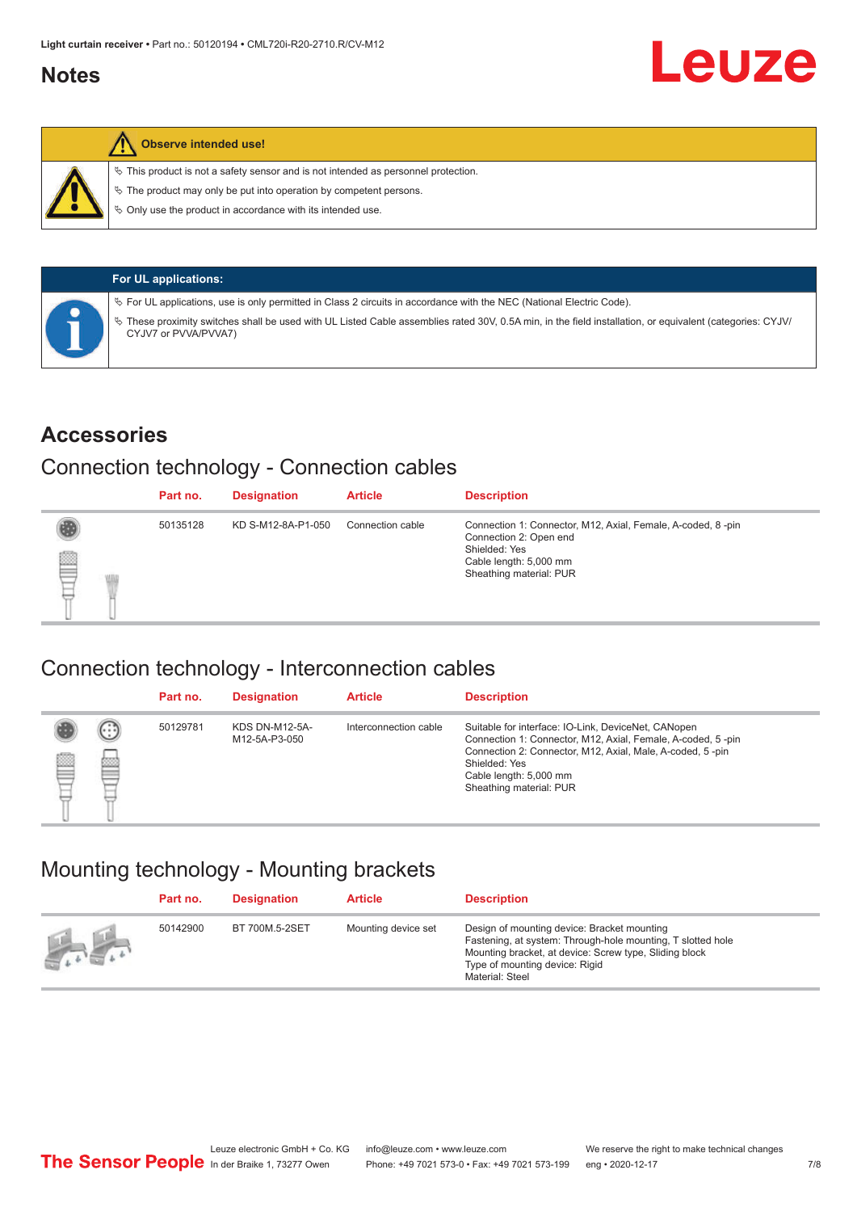## Notes

**Observe intended use!**

- This product is not a safety sensor and is not intended as personnel protection.
- The product may only be put into operation by competent persons.
- Only use the product in accordance with its intended use.

**For UL applications:**

- For UL applications, use is only permitted in Class 2 circuits in accordance with the NEC (National Electric Code).
- These proximity switches shall be used with UL Listed Cable assemblies rated 30V, 0.5A min, in the field installation, or equivalent (categories: CYJV/CYJV7 or PVVA/PVVA7)

# Accessories

## Connection technology - Connection cables

| Part no. | Designation | Article | Description |
|---|---|---|---|
| 50135128 | KD S-M12-8A-P1-050 | Connection cable | Connection 1: Connector, M12, Axial, Female, A-coded, 8 -pin<br>Connection 2: Open end<br>Shielded: Yes<br>Cable length: 5,000 mm<br>Sheathing material: PUR |

## Connection technology - Interconnection cables

| Part no. | Designation | Article | Description |
|---|---|---|---|
| 50129781 | KDS DN-M12-5A-M12-5A-P3-050 | Interconnection cable | Suitable for interface: IO-Link, DeviceNet, CANopen<br>Connection 1: Connector, M12, Axial, Female, A-coded, 5 -pin<br>Connection 2: Connector, M12, Axial, Male, A-coded, 5 -pin<br>Shielded: Yes<br>Cable length: 5,000 mm<br>Sheathing material: PUR |

## Mounting technology - Mounting brackets

| Part no. | Designation | Article | Description |
|---|---|---|---|
| 50142900 | BT 700M.5-2SET | Mounting device set | Design of mounting device: Bracket mounting<br>Fastening, at system: Through-hole mounting, T slotted hole<br>Mounting bracket, at device: Screw type, Sliding block<br>Type of mounting device: Rigid<br>Material: Steel |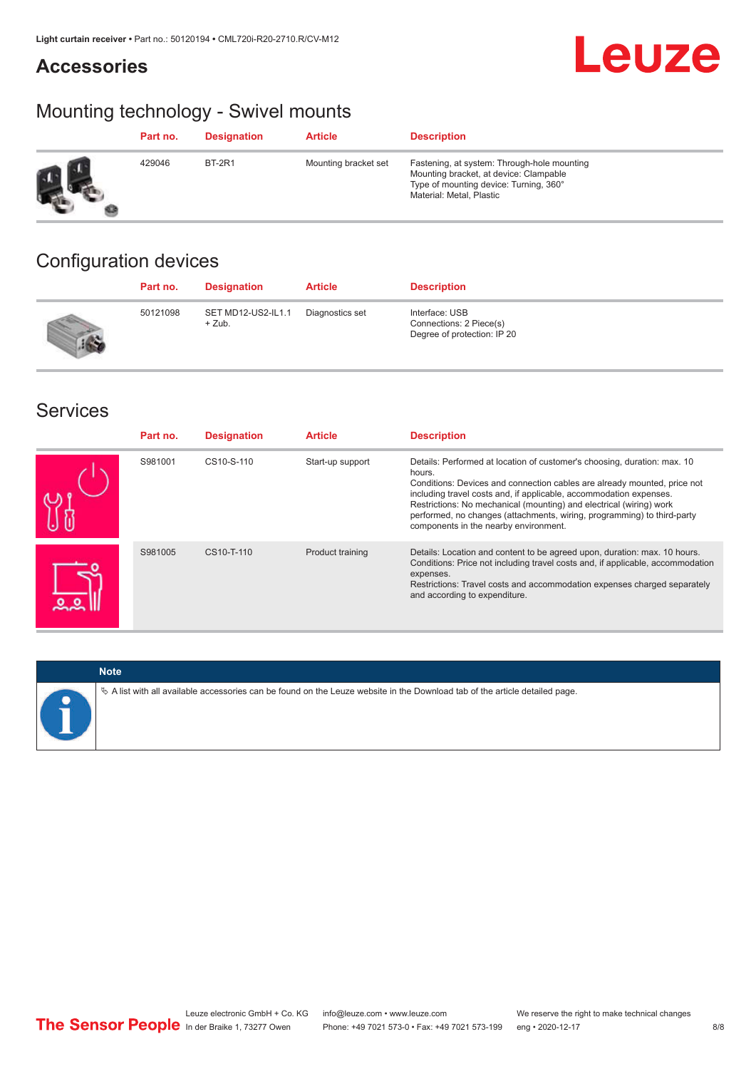## Accessories

## Mounting technology - Swivel mounts

| Part no. | Designation | Article | Description |
| --- | --- | --- | --- |
| 429046 | BT-2R1 | Mounting bracket set | Fastening, at system: Through-hole mounting<br>Mounting bracket, at device: Clampable<br>Type of mounting device: Turning, 360°<br>Material: Metal, Plastic |

## Configuration devices

| Part no. | Designation | Article | Description |
| --- | --- | --- | --- |
| 50121098 | SET MD12-US2-IL1.1 + Zub. | Diagnostics set | Interface: USB<br>Connections: 2 Piece(s)<br>Degree of protection: IP 20 |

## Services

| Part no. | Designation | Article | Description |
| --- | --- | --- | --- |
| S981001 | CS10-S-110 | Start-up support | Details: Performed at location of customer's choosing, duration: max. 10 hours.<br>Conditions: Devices and connection cables are already mounted, price not including travel costs and, if applicable, accommodation expenses.<br>Restrictions: No mechanical (mounting) and electrical (wiring) work performed, no changes (attachments, wiring, programming) to third-party components in the nearby environment. |
| S981005 | CS10-T-110 | Product training | Details: Location and content to be agreed upon, duration: max. 10 hours.<br>Conditions: Price not including travel costs and, if applicable, accommodation expenses.<br>Restrictions: Travel costs and accommodation expenses charged separately and according to expenditure. |

**Note**

A list with all available accessories can be found on the Leuze website in the Download tab of the article detailed page.